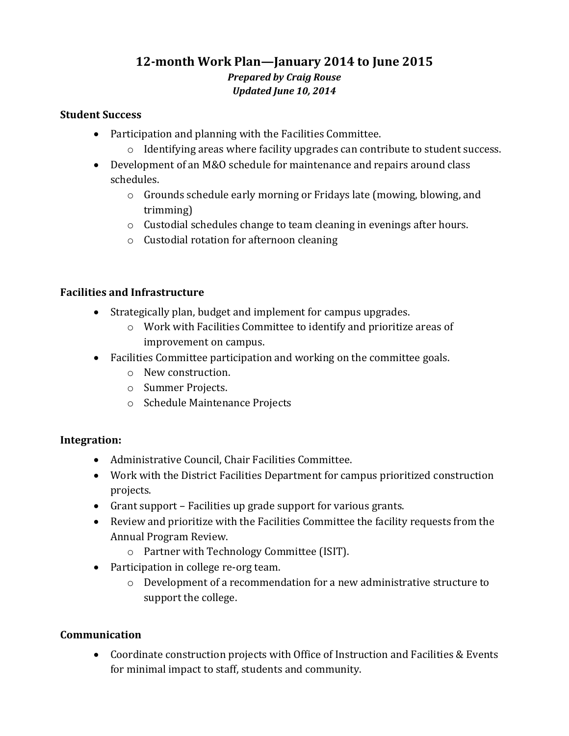# 12-month Work Plan—January 2014 to June 2015

***Prepared by Craig Rouse***
***Updated June 10, 2014***

**Student Success**

- Participation and planning with the Facilities Committee.
  - Identifying areas where facility upgrades can contribute to student success.
- Development of an M&O schedule for maintenance and repairs around class schedules.
  - Grounds schedule early morning or Fridays late (mowing, blowing, and trimming)
  - Custodial schedules change to team cleaning in evenings after hours.
  - Custodial rotation for afternoon cleaning

**Facilities and Infrastructure**

- Strategically plan, budget and implement for campus upgrades.
  - Work with Facilities Committee to identify and prioritize areas of improvement on campus.
- Facilities Committee participation and working on the committee goals.
  - New construction.
  - Summer Projects.
  - Schedule Maintenance Projects

**Integration:**

- Administrative Council, Chair Facilities Committee.
- Work with the District Facilities Department for campus prioritized construction projects.
- Grant support – Facilities up grade support for various grants.
- Review and prioritize with the Facilities Committee the facility requests from the Annual Program Review.
  - Partner with Technology Committee (ISIT).
- Participation in college re-org team.
  - Development of a recommendation for a new administrative structure to support the college.

**Communication**

- Coordinate construction projects with Office of Instruction and Facilities & Events for minimal impact to staff, students and community.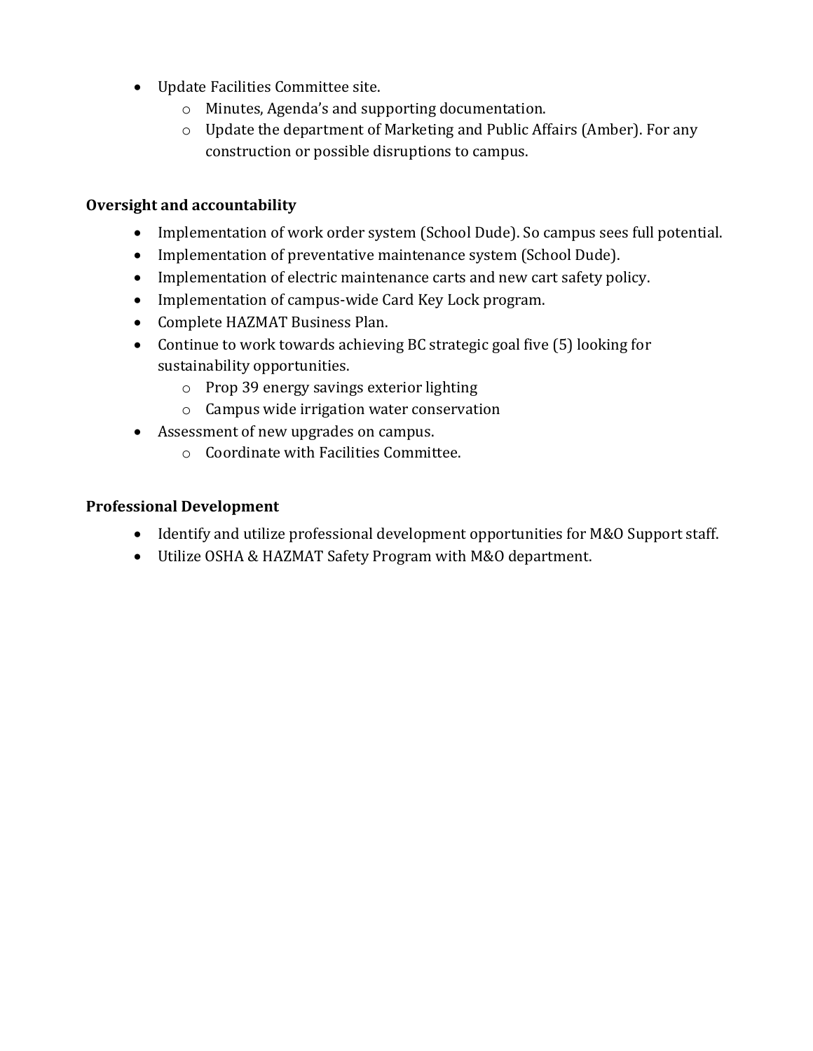- Update Facilities Committee site.
  - Minutes, Agenda's and supporting documentation.
  - Update the department of Marketing and Public Affairs (Amber). For any construction or possible disruptions to campus.

**Oversight and accountability**

- Implementation of work order system (School Dude). So campus sees full potential.
- Implementation of preventative maintenance system (School Dude).
- Implementation of electric maintenance carts and new cart safety policy.
- Implementation of campus-wide Card Key Lock program.
- Complete HAZMAT Business Plan.
- Continue to work towards achieving BC strategic goal five (5) looking for sustainability opportunities.
  - Prop 39 energy savings exterior lighting
  - Campus wide irrigation water conservation
- Assessment of new upgrades on campus.
  - Coordinate with Facilities Committee.

**Professional Development**

- Identify and utilize professional development opportunities for M&O Support staff.
- Utilize OSHA & HAZMAT Safety Program with M&O department.